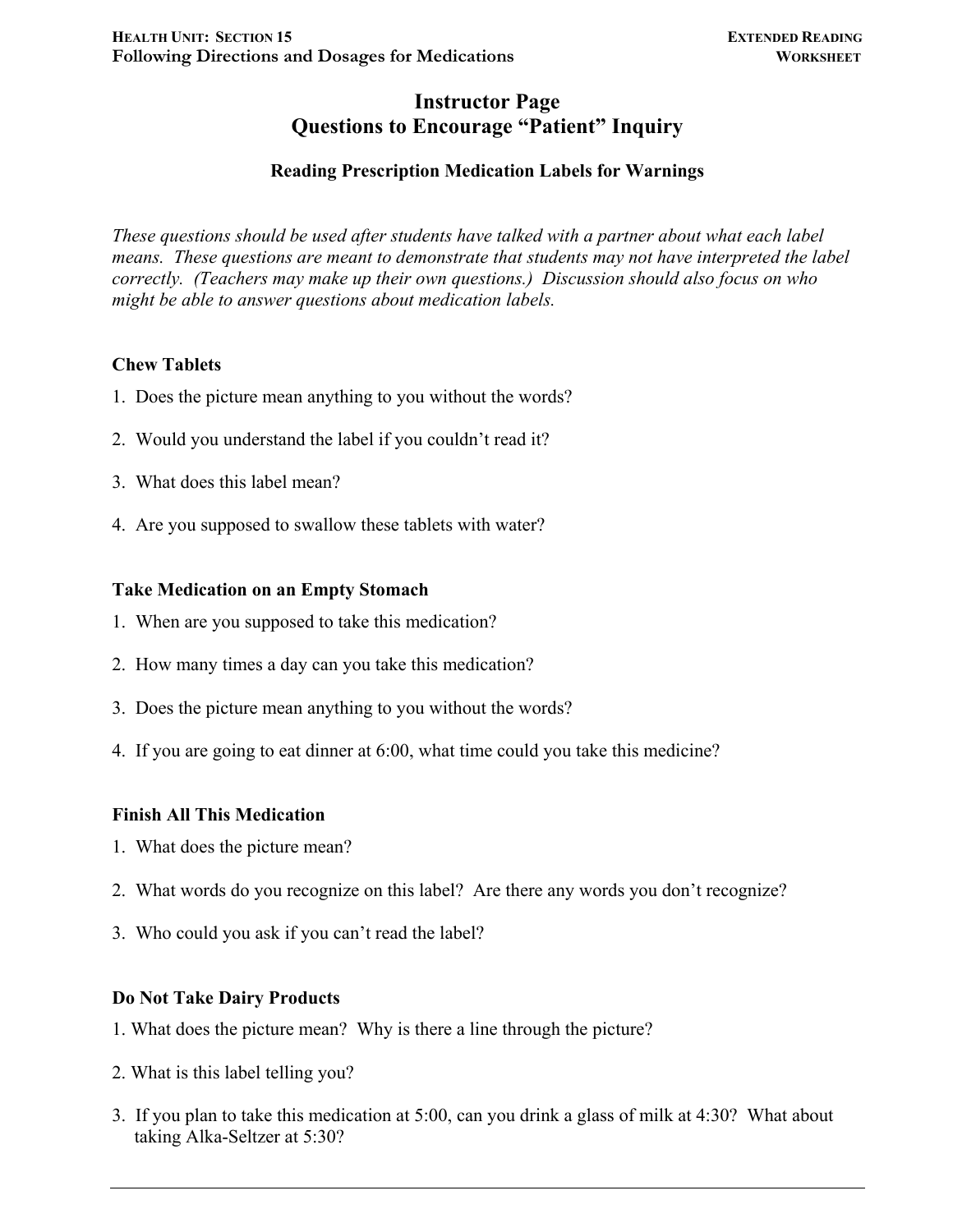# Instructor Page
# Questions to Encourage "Patient" Inquiry

### Reading Prescription Medication Labels for Warnings

*These questions should be used after students have talked with a partner about what each label means. These questions are meant to demonstrate that students may not have interpreted the label correctly. (Teachers may make up their own questions.) Discussion should also focus on who might be able to answer questions about medication labels.*

**Chew Tablets**

1. Does the picture mean anything to you without the words?
2. Would you understand the label if you couldn't read it?
3. What does this label mean?
4. Are you supposed to swallow these tablets with water?

**Take Medication on an Empty Stomach**

1. When are you supposed to take this medication?
2. How many times a day can you take this medication?
3. Does the picture mean anything to you without the words?
4. If you are going to eat dinner at 6:00, what time could you take this medicine?

**Finish All This Medication**

1. What does the picture mean?
2. What words do you recognize on this label? Are there any words you don't recognize?
3. Who could you ask if you can't read the label?

**Do Not Take Dairy Products**

1. What does the picture mean? Why is there a line through the picture?
2. What is this label telling you?
3. If you plan to take this medication at 5:00, can you drink a glass of milk at 4:30? What about taking Alka-Seltzer at 5:30?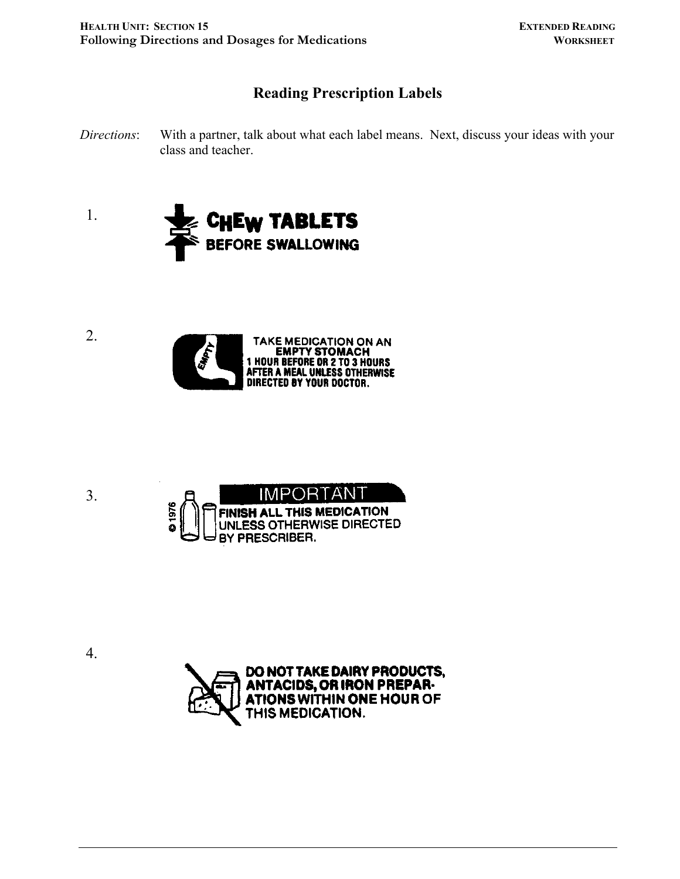## Reading Prescription Labels

*Directions*: With a partner, talk about what each label means. Next, discuss your ideas with your class and teacher.

1. CHEW TABLETS BEFORE SWALLOWING

2. TAKE MEDICATION ON AN EMPTY STOMACH 1 HOUR BEFORE OR 2 TO 3 HOURS AFTER A MEAL UNLESS OTHERWISE DIRECTED BY YOUR DOCTOR.

3. IMPORTANT FINISH ALL THIS MEDICATION UNLESS OTHERWISE DIRECTED BY PRESCRIBER.

4. DO NOT TAKE DAIRY PRODUCTS, ANTACIDS, OR IRON PREPARATIONS WITHIN ONE HOUR OF THIS MEDICATION.